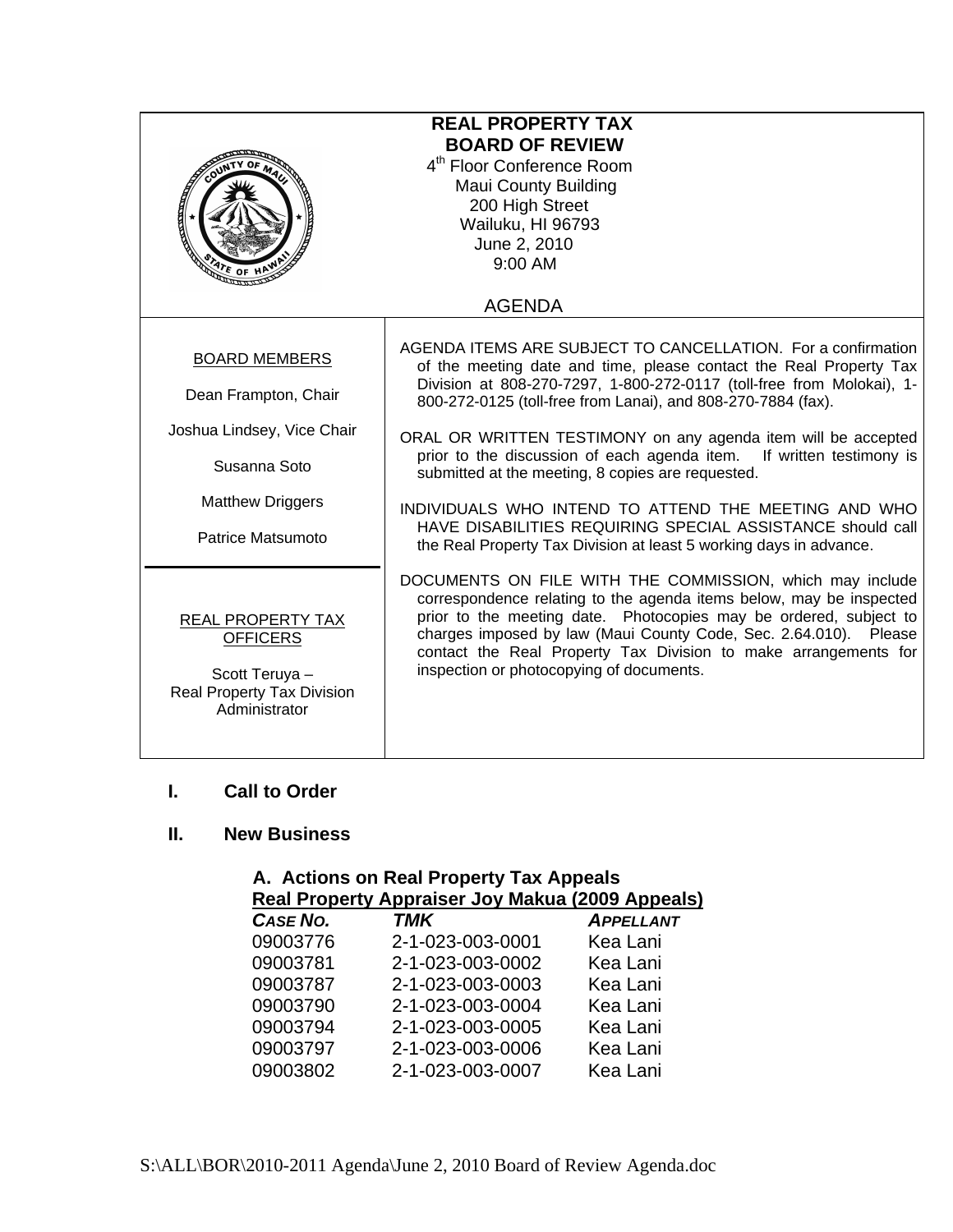# REAL PROPERTY TAX BOARD OF REVIEW

4th Floor Conference Room
Maui County Building
200 High Street
Wailuku, HI 96793
June 2, 2010
9:00 AM

## AGENDA

BOARD MEMBERS

Dean Frampton, Chair

Joshua Lindsey, Vice Chair

Susanna Soto

Matthew Driggers

Patrice Matsumoto

REAL PROPERTY TAX OFFICERS

Scott Teruya –
Real Property Tax Division Administrator

AGENDA ITEMS ARE SUBJECT TO CANCELLATION. For a confirmation of the meeting date and time, please contact the Real Property Tax Division at 808-270-7297, 1-800-272-0117 (toll-free from Molokai), 1-800-272-0125 (toll-free from Lanai), and 808-270-7884 (fax).

ORAL OR WRITTEN TESTIMONY on any agenda item will be accepted prior to the discussion of each agenda item. If written testimony is submitted at the meeting, 8 copies are requested.

INDIVIDUALS WHO INTEND TO ATTEND THE MEETING AND WHO HAVE DISABILITIES REQUIRING SPECIAL ASSISTANCE should call the Real Property Tax Division at least 5 working days in advance.

DOCUMENTS ON FILE WITH THE COMMISSION, which may include correspondence relating to the agenda items below, may be inspected prior to the meeting date. Photocopies may be ordered, subject to charges imposed by law (Maui County Code, Sec. 2.64.010). Please contact the Real Property Tax Division to make arrangements for inspection or photocopying of documents.

## I. Call to Order

## II. New Business

### A. Actions on Real Property Tax Appeals

**Real Property Appraiser Joy Makua (2009 Appeals)**

| *CASE NO.* | *TMK* | *APPELLANT* |
|---|---|---|
| 09003776 | 2-1-023-003-0001 | Kea Lani |
| 09003781 | 2-1-023-003-0002 | Kea Lani |
| 09003787 | 2-1-023-003-0003 | Kea Lani |
| 09003790 | 2-1-023-003-0004 | Kea Lani |
| 09003794 | 2-1-023-003-0005 | Kea Lani |
| 09003797 | 2-1-023-003-0006 | Kea Lani |
| 09003802 | 2-1-023-003-0007 | Kea Lani |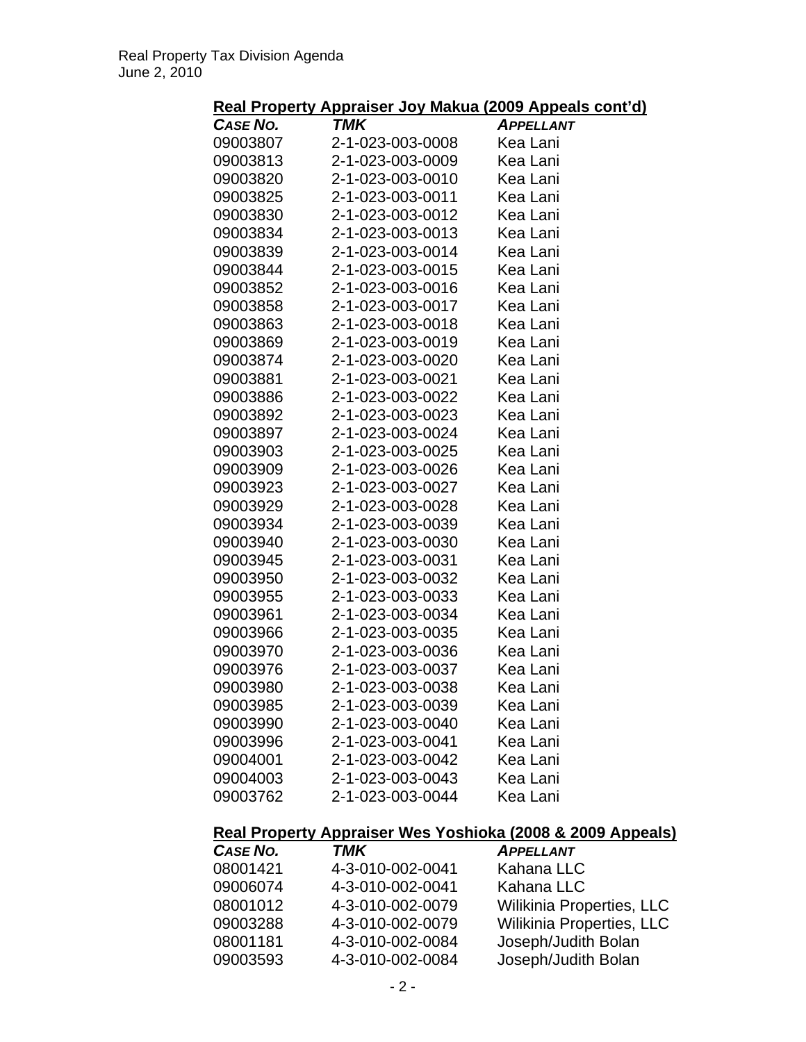## Real Property Appraiser Joy Makua (2009 Appeals cont'd)

| *CASE NO.* | *TMK* | *APPELLANT* |
|---|---|---|
| 09003807 | 2-1-023-003-0008 | Kea Lani |
| 09003813 | 2-1-023-003-0009 | Kea Lani |
| 09003820 | 2-1-023-003-0010 | Kea Lani |
| 09003825 | 2-1-023-003-0011 | Kea Lani |
| 09003830 | 2-1-023-003-0012 | Kea Lani |
| 09003834 | 2-1-023-003-0013 | Kea Lani |
| 09003839 | 2-1-023-003-0014 | Kea Lani |
| 09003844 | 2-1-023-003-0015 | Kea Lani |
| 09003852 | 2-1-023-003-0016 | Kea Lani |
| 09003858 | 2-1-023-003-0017 | Kea Lani |
| 09003863 | 2-1-023-003-0018 | Kea Lani |
| 09003869 | 2-1-023-003-0019 | Kea Lani |
| 09003874 | 2-1-023-003-0020 | Kea Lani |
| 09003881 | 2-1-023-003-0021 | Kea Lani |
| 09003886 | 2-1-023-003-0022 | Kea Lani |
| 09003892 | 2-1-023-003-0023 | Kea Lani |
| 09003897 | 2-1-023-003-0024 | Kea Lani |
| 09003903 | 2-1-023-003-0025 | Kea Lani |
| 09003909 | 2-1-023-003-0026 | Kea Lani |
| 09003923 | 2-1-023-003-0027 | Kea Lani |
| 09003929 | 2-1-023-003-0028 | Kea Lani |
| 09003934 | 2-1-023-003-0039 | Kea Lani |
| 09003940 | 2-1-023-003-0030 | Kea Lani |
| 09003945 | 2-1-023-003-0031 | Kea Lani |
| 09003950 | 2-1-023-003-0032 | Kea Lani |
| 09003955 | 2-1-023-003-0033 | Kea Lani |
| 09003961 | 2-1-023-003-0034 | Kea Lani |
| 09003966 | 2-1-023-003-0035 | Kea Lani |
| 09003970 | 2-1-023-003-0036 | Kea Lani |
| 09003976 | 2-1-023-003-0037 | Kea Lani |
| 09003980 | 2-1-023-003-0038 | Kea Lani |
| 09003985 | 2-1-023-003-0039 | Kea Lani |
| 09003990 | 2-1-023-003-0040 | Kea Lani |
| 09003996 | 2-1-023-003-0041 | Kea Lani |
| 09004001 | 2-1-023-003-0042 | Kea Lani |
| 09004003 | 2-1-023-003-0043 | Kea Lani |
| 09003762 | 2-1-023-003-0044 | Kea Lani |

## Real Property Appraiser Wes Yoshioka (2008 & 2009 Appeals)

| *CASE NO.* | *TMK* | *APPELLANT* |
|---|---|---|
| 08001421 | 4-3-010-002-0041 | Kahana LLC |
| 09006074 | 4-3-010-002-0041 | Kahana LLC |
| 08001012 | 4-3-010-002-0079 | Wilikinia Properties, LLC |
| 09003288 | 4-3-010-002-0079 | Wilikinia Properties, LLC |
| 08001181 | 4-3-010-002-0084 | Joseph/Judith Bolan |
| 09003593 | 4-3-010-002-0084 | Joseph/Judith Bolan |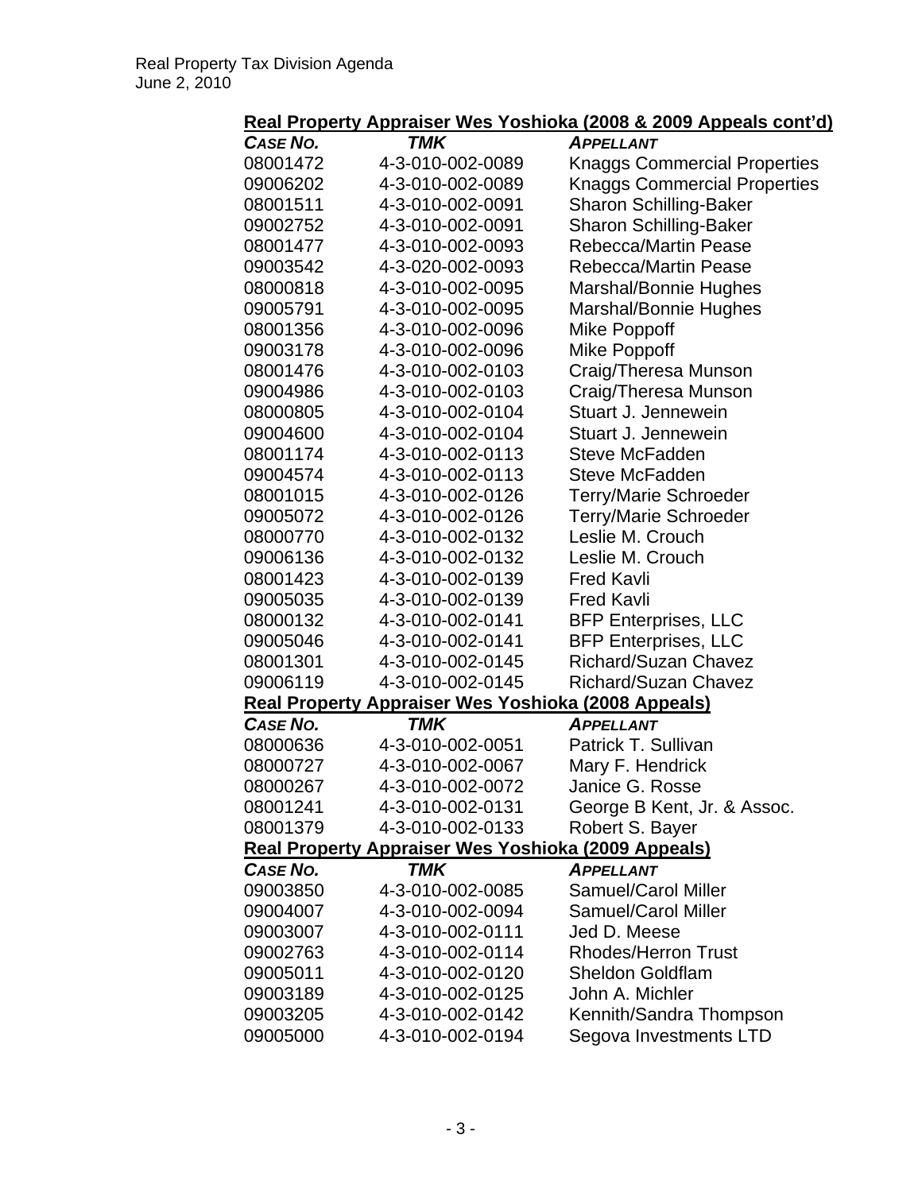## Real Property Appraiser Wes Yoshioka (2008 & 2009 Appeals cont'd)

| CASE NO. | TMK | APPELLANT |
|---|---|---|
| 08001472 | 4-3-010-002-0089 | Knaggs Commercial Properties |
| 09006202 | 4-3-010-002-0089 | Knaggs Commercial Properties |
| 08001511 | 4-3-010-002-0091 | Sharon Schilling-Baker |
| 09002752 | 4-3-010-002-0091 | Sharon Schilling-Baker |
| 08001477 | 4-3-010-002-0093 | Rebecca/Martin Pease |
| 09003542 | 4-3-020-002-0093 | Rebecca/Martin Pease |
| 08000818 | 4-3-010-002-0095 | Marshal/Bonnie Hughes |
| 09005791 | 4-3-010-002-0095 | Marshal/Bonnie Hughes |
| 08001356 | 4-3-010-002-0096 | Mike Poppoff |
| 09003178 | 4-3-010-002-0096 | Mike Poppoff |
| 08001476 | 4-3-010-002-0103 | Craig/Theresa Munson |
| 09004986 | 4-3-010-002-0103 | Craig/Theresa Munson |
| 08000805 | 4-3-010-002-0104 | Stuart J. Jennewein |
| 09004600 | 4-3-010-002-0104 | Stuart J. Jennewein |
| 08001174 | 4-3-010-002-0113 | Steve McFadden |
| 09004574 | 4-3-010-002-0113 | Steve McFadden |
| 08001015 | 4-3-010-002-0126 | Terry/Marie Schroeder |
| 09005072 | 4-3-010-002-0126 | Terry/Marie Schroeder |
| 08000770 | 4-3-010-002-0132 | Leslie M. Crouch |
| 09006136 | 4-3-010-002-0132 | Leslie M. Crouch |
| 08001423 | 4-3-010-002-0139 | Fred Kavli |
| 09005035 | 4-3-010-002-0139 | Fred Kavli |
| 08000132 | 4-3-010-002-0141 | BFP Enterprises, LLC |
| 09005046 | 4-3-010-002-0141 | BFP Enterprises, LLC |
| 08001301 | 4-3-010-002-0145 | Richard/Suzan Chavez |
| 09006119 | 4-3-010-002-0145 | Richard/Suzan Chavez |

## Real Property Appraiser Wes Yoshioka (2008 Appeals)

| CASE NO. | TMK | APPELLANT |
|---|---|---|
| 08000636 | 4-3-010-002-0051 | Patrick T. Sullivan |
| 08000727 | 4-3-010-002-0067 | Mary F. Hendrick |
| 08000267 | 4-3-010-002-0072 | Janice G. Rosse |
| 08001241 | 4-3-010-002-0131 | George B Kent, Jr. & Assoc. |
| 08001379 | 4-3-010-002-0133 | Robert S. Bayer |

## Real Property Appraiser Wes Yoshioka (2009 Appeals)

| CASE NO. | TMK | APPELLANT |
|---|---|---|
| 09003850 | 4-3-010-002-0085 | Samuel/Carol Miller |
| 09004007 | 4-3-010-002-0094 | Samuel/Carol Miller |
| 09003007 | 4-3-010-002-0111 | Jed D. Meese |
| 09002763 | 4-3-010-002-0114 | Rhodes/Herron Trust |
| 09005011 | 4-3-010-002-0120 | Sheldon Goldflam |
| 09003189 | 4-3-010-002-0125 | John A. Michler |
| 09003205 | 4-3-010-002-0142 | Kennith/Sandra Thompson |
| 09005000 | 4-3-010-002-0194 | Segova Investments LTD |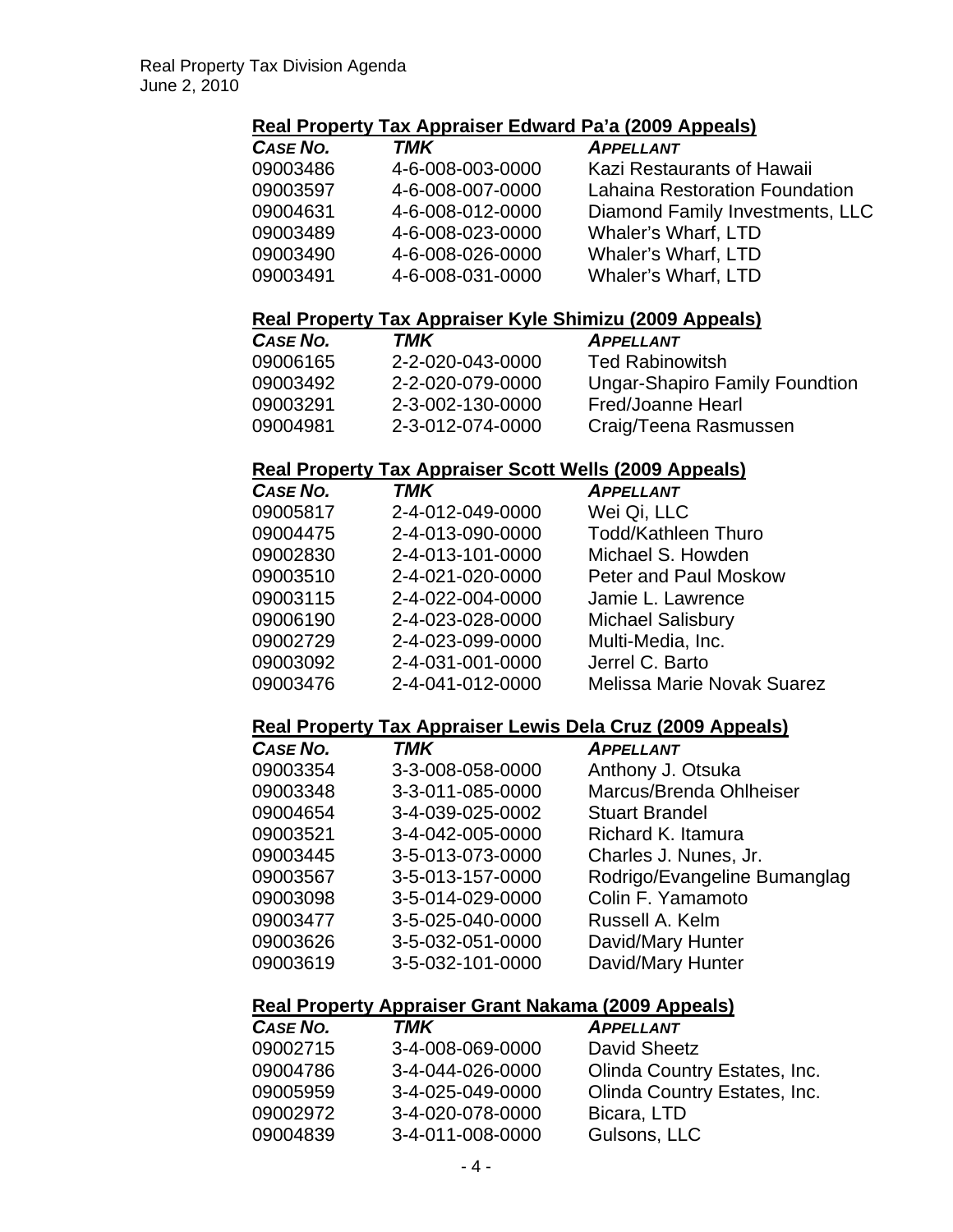### Real Property Tax Appraiser Edward Pa'a (2009 Appeals)

| *Case No.* | *TMK* | *Appellant* |
|---|---|---|
| 09003486 | 4-6-008-003-0000 | Kazi Restaurants of Hawaii |
| 09003597 | 4-6-008-007-0000 | Lahaina Restoration Foundation |
| 09004631 | 4-6-008-012-0000 | Diamond Family Investments, LLC |
| 09003489 | 4-6-008-023-0000 | Whaler's Wharf, LTD |
| 09003490 | 4-6-008-026-0000 | Whaler's Wharf, LTD |
| 09003491 | 4-6-008-031-0000 | Whaler's Wharf, LTD |

### Real Property Tax Appraiser Kyle Shimizu (2009 Appeals)

| *Case No.* | *TMK* | *Appellant* |
|---|---|---|
| 09006165 | 2-2-020-043-0000 | Ted Rabinowitsh |
| 09003492 | 2-2-020-079-0000 | Ungar-Shapiro Family Foundtion |
| 09003291 | 2-3-002-130-0000 | Fred/Joanne Hearl |
| 09004981 | 2-3-012-074-0000 | Craig/Teena Rasmussen |

### Real Property Tax Appraiser Scott Wells (2009 Appeals)

| *Case No.* | *TMK* | *Appellant* |
|---|---|---|
| 09005817 | 2-4-012-049-0000 | Wei Qi, LLC |
| 09004475 | 2-4-013-090-0000 | Todd/Kathleen Thuro |
| 09002830 | 2-4-013-101-0000 | Michael S. Howden |
| 09003510 | 2-4-021-020-0000 | Peter and Paul Moskow |
| 09003115 | 2-4-022-004-0000 | Jamie L. Lawrence |
| 09006190 | 2-4-023-028-0000 | Michael Salisbury |
| 09002729 | 2-4-023-099-0000 | Multi-Media, Inc. |
| 09003092 | 2-4-031-001-0000 | Jerrel C. Barto |
| 09003476 | 2-4-041-012-0000 | Melissa Marie Novak Suarez |

### Real Property Tax Appraiser Lewis Dela Cruz (2009 Appeals)

| *Case No.* | *TMK* | *Appellant* |
|---|---|---|
| 09003354 | 3-3-008-058-0000 | Anthony J. Otsuka |
| 09003348 | 3-3-011-085-0000 | Marcus/Brenda Ohlheiser |
| 09004654 | 3-4-039-025-0002 | Stuart Brandel |
| 09003521 | 3-4-042-005-0000 | Richard K. Itamura |
| 09003445 | 3-5-013-073-0000 | Charles J. Nunes, Jr. |
| 09003567 | 3-5-013-157-0000 | Rodrigo/Evangeline Bumanglag |
| 09003098 | 3-5-014-029-0000 | Colin F. Yamamoto |
| 09003477 | 3-5-025-040-0000 | Russell A. Kelm |
| 09003626 | 3-5-032-051-0000 | David/Mary Hunter |
| 09003619 | 3-5-032-101-0000 | David/Mary Hunter |

### Real Property Appraiser Grant Nakama (2009 Appeals)

| *Case No.* | *TMK* | *Appellant* |
|---|---|---|
| 09002715 | 3-4-008-069-0000 | David Sheetz |
| 09004786 | 3-4-044-026-0000 | Olinda Country Estates, Inc. |
| 09005959 | 3-4-025-049-0000 | Olinda Country Estates, Inc. |
| 09002972 | 3-4-020-078-0000 | Bicara, LTD |
| 09004839 | 3-4-011-008-0000 | Gulsons, LLC |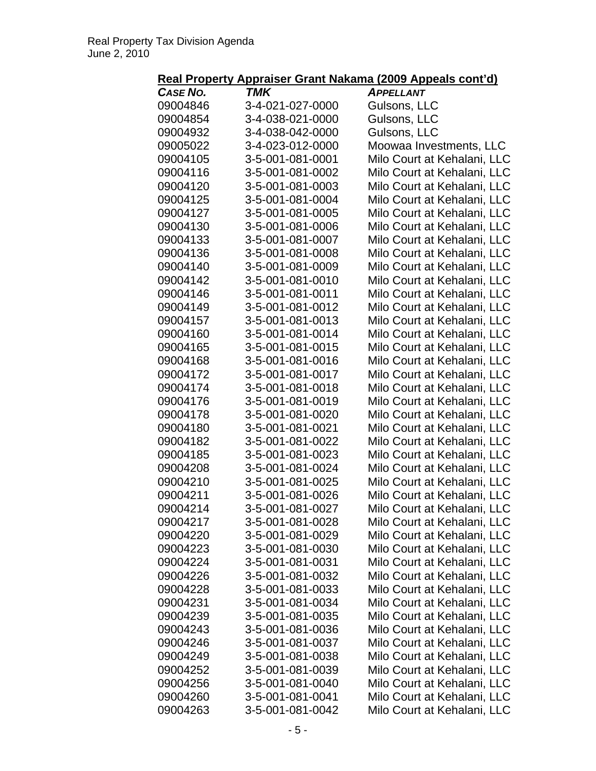## Real Property Appraiser Grant Nakama (2009 Appeals cont'd)

| *CASE NO.* | *TMK* | *APPELLANT* |
|---|---|---|
| 09004846 | 3-4-021-027-0000 | Gulsons, LLC |
| 09004854 | 3-4-038-021-0000 | Gulsons, LLC |
| 09004932 | 3-4-038-042-0000 | Gulsons, LLC |
| 09005022 | 3-4-023-012-0000 | Moowaa Investments, LLC |
| 09004105 | 3-5-001-081-0001 | Milo Court at Kehalani, LLC |
| 09004116 | 3-5-001-081-0002 | Milo Court at Kehalani, LLC |
| 09004120 | 3-5-001-081-0003 | Milo Court at Kehalani, LLC |
| 09004125 | 3-5-001-081-0004 | Milo Court at Kehalani, LLC |
| 09004127 | 3-5-001-081-0005 | Milo Court at Kehalani, LLC |
| 09004130 | 3-5-001-081-0006 | Milo Court at Kehalani, LLC |
| 09004133 | 3-5-001-081-0007 | Milo Court at Kehalani, LLC |
| 09004136 | 3-5-001-081-0008 | Milo Court at Kehalani, LLC |
| 09004140 | 3-5-001-081-0009 | Milo Court at Kehalani, LLC |
| 09004142 | 3-5-001-081-0010 | Milo Court at Kehalani, LLC |
| 09004146 | 3-5-001-081-0011 | Milo Court at Kehalani, LLC |
| 09004149 | 3-5-001-081-0012 | Milo Court at Kehalani, LLC |
| 09004157 | 3-5-001-081-0013 | Milo Court at Kehalani, LLC |
| 09004160 | 3-5-001-081-0014 | Milo Court at Kehalani, LLC |
| 09004165 | 3-5-001-081-0015 | Milo Court at Kehalani, LLC |
| 09004168 | 3-5-001-081-0016 | Milo Court at Kehalani, LLC |
| 09004172 | 3-5-001-081-0017 | Milo Court at Kehalani, LLC |
| 09004174 | 3-5-001-081-0018 | Milo Court at Kehalani, LLC |
| 09004176 | 3-5-001-081-0019 | Milo Court at Kehalani, LLC |
| 09004178 | 3-5-001-081-0020 | Milo Court at Kehalani, LLC |
| 09004180 | 3-5-001-081-0021 | Milo Court at Kehalani, LLC |
| 09004182 | 3-5-001-081-0022 | Milo Court at Kehalani, LLC |
| 09004185 | 3-5-001-081-0023 | Milo Court at Kehalani, LLC |
| 09004208 | 3-5-001-081-0024 | Milo Court at Kehalani, LLC |
| 09004210 | 3-5-001-081-0025 | Milo Court at Kehalani, LLC |
| 09004211 | 3-5-001-081-0026 | Milo Court at Kehalani, LLC |
| 09004214 | 3-5-001-081-0027 | Milo Court at Kehalani, LLC |
| 09004217 | 3-5-001-081-0028 | Milo Court at Kehalani, LLC |
| 09004220 | 3-5-001-081-0029 | Milo Court at Kehalani, LLC |
| 09004223 | 3-5-001-081-0030 | Milo Court at Kehalani, LLC |
| 09004224 | 3-5-001-081-0031 | Milo Court at Kehalani, LLC |
| 09004226 | 3-5-001-081-0032 | Milo Court at Kehalani, LLC |
| 09004228 | 3-5-001-081-0033 | Milo Court at Kehalani, LLC |
| 09004231 | 3-5-001-081-0034 | Milo Court at Kehalani, LLC |
| 09004239 | 3-5-001-081-0035 | Milo Court at Kehalani, LLC |
| 09004243 | 3-5-001-081-0036 | Milo Court at Kehalani, LLC |
| 09004246 | 3-5-001-081-0037 | Milo Court at Kehalani, LLC |
| 09004249 | 3-5-001-081-0038 | Milo Court at Kehalani, LLC |
| 09004252 | 3-5-001-081-0039 | Milo Court at Kehalani, LLC |
| 09004256 | 3-5-001-081-0040 | Milo Court at Kehalani, LLC |
| 09004260 | 3-5-001-081-0041 | Milo Court at Kehalani, LLC |
| 09004263 | 3-5-001-081-0042 | Milo Court at Kehalani, LLC |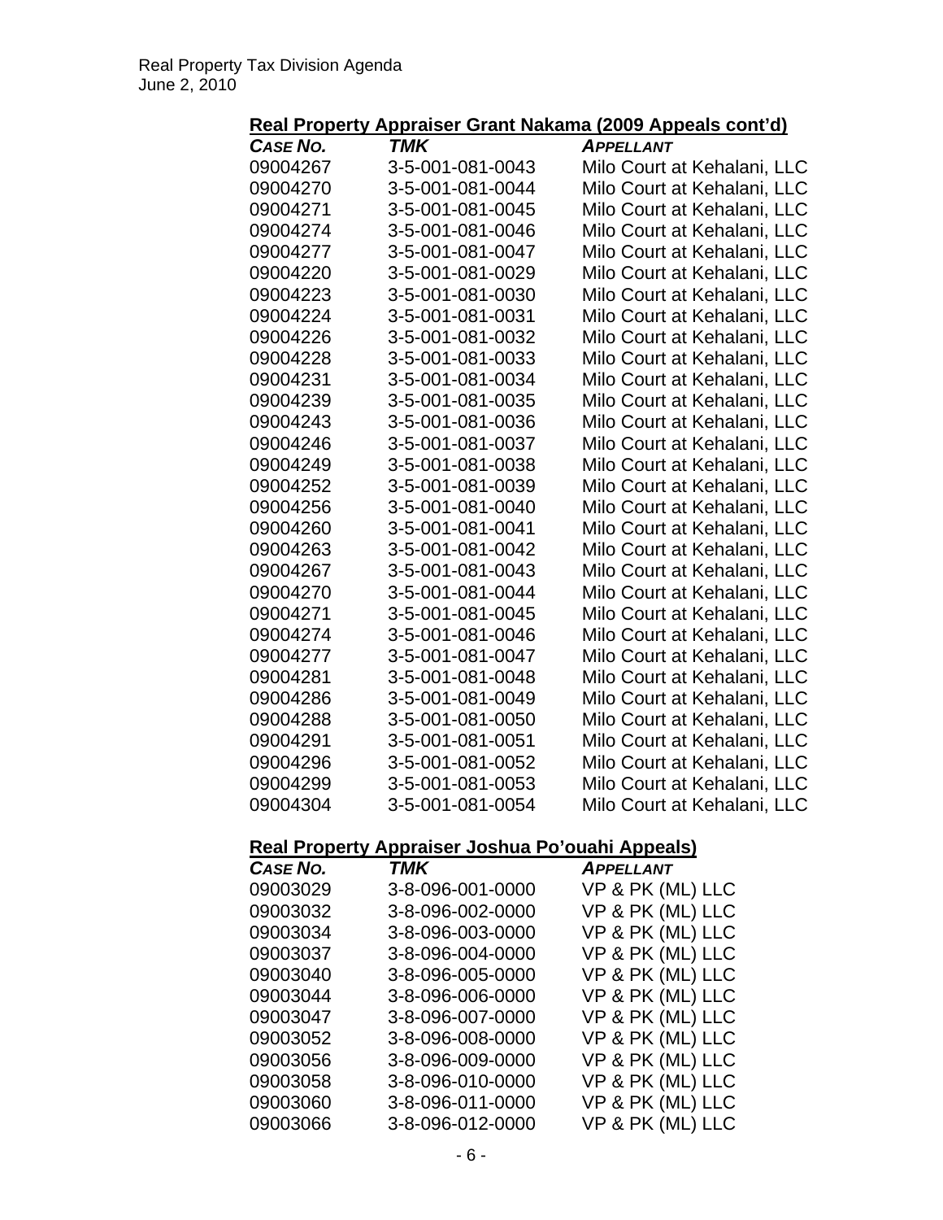## Real Property Appraiser Grant Nakama (2009 Appeals cont'd)

| *CASE NO.* | *TMK* | *APPELLANT* |
|---|---|---|
| 09004267 | 3-5-001-081-0043 | Milo Court at Kehalani, LLC |
| 09004270 | 3-5-001-081-0044 | Milo Court at Kehalani, LLC |
| 09004271 | 3-5-001-081-0045 | Milo Court at Kehalani, LLC |
| 09004274 | 3-5-001-081-0046 | Milo Court at Kehalani, LLC |
| 09004277 | 3-5-001-081-0047 | Milo Court at Kehalani, LLC |
| 09004220 | 3-5-001-081-0029 | Milo Court at Kehalani, LLC |
| 09004223 | 3-5-001-081-0030 | Milo Court at Kehalani, LLC |
| 09004224 | 3-5-001-081-0031 | Milo Court at Kehalani, LLC |
| 09004226 | 3-5-001-081-0032 | Milo Court at Kehalani, LLC |
| 09004228 | 3-5-001-081-0033 | Milo Court at Kehalani, LLC |
| 09004231 | 3-5-001-081-0034 | Milo Court at Kehalani, LLC |
| 09004239 | 3-5-001-081-0035 | Milo Court at Kehalani, LLC |
| 09004243 | 3-5-001-081-0036 | Milo Court at Kehalani, LLC |
| 09004246 | 3-5-001-081-0037 | Milo Court at Kehalani, LLC |
| 09004249 | 3-5-001-081-0038 | Milo Court at Kehalani, LLC |
| 09004252 | 3-5-001-081-0039 | Milo Court at Kehalani, LLC |
| 09004256 | 3-5-001-081-0040 | Milo Court at Kehalani, LLC |
| 09004260 | 3-5-001-081-0041 | Milo Court at Kehalani, LLC |
| 09004263 | 3-5-001-081-0042 | Milo Court at Kehalani, LLC |
| 09004267 | 3-5-001-081-0043 | Milo Court at Kehalani, LLC |
| 09004270 | 3-5-001-081-0044 | Milo Court at Kehalani, LLC |
| 09004271 | 3-5-001-081-0045 | Milo Court at Kehalani, LLC |
| 09004274 | 3-5-001-081-0046 | Milo Court at Kehalani, LLC |
| 09004277 | 3-5-001-081-0047 | Milo Court at Kehalani, LLC |
| 09004281 | 3-5-001-081-0048 | Milo Court at Kehalani, LLC |
| 09004286 | 3-5-001-081-0049 | Milo Court at Kehalani, LLC |
| 09004288 | 3-5-001-081-0050 | Milo Court at Kehalani, LLC |
| 09004291 | 3-5-001-081-0051 | Milo Court at Kehalani, LLC |
| 09004296 | 3-5-001-081-0052 | Milo Court at Kehalani, LLC |
| 09004299 | 3-5-001-081-0053 | Milo Court at Kehalani, LLC |
| 09004304 | 3-5-001-081-0054 | Milo Court at Kehalani, LLC |

## Real Property Appraiser Joshua Po'ouahi Appeals)

| *CASE NO.* | *TMK* | *APPELLANT* |
|---|---|---|
| 09003029 | 3-8-096-001-0000 | VP & PK (ML) LLC |
| 09003032 | 3-8-096-002-0000 | VP & PK (ML) LLC |
| 09003034 | 3-8-096-003-0000 | VP & PK (ML) LLC |
| 09003037 | 3-8-096-004-0000 | VP & PK (ML) LLC |
| 09003040 | 3-8-096-005-0000 | VP & PK (ML) LLC |
| 09003044 | 3-8-096-006-0000 | VP & PK (ML) LLC |
| 09003047 | 3-8-096-007-0000 | VP & PK (ML) LLC |
| 09003052 | 3-8-096-008-0000 | VP & PK (ML) LLC |
| 09003056 | 3-8-096-009-0000 | VP & PK (ML) LLC |
| 09003058 | 3-8-096-010-0000 | VP & PK (ML) LLC |
| 09003060 | 3-8-096-011-0000 | VP & PK (ML) LLC |
| 09003066 | 3-8-096-012-0000 | VP & PK (ML) LLC |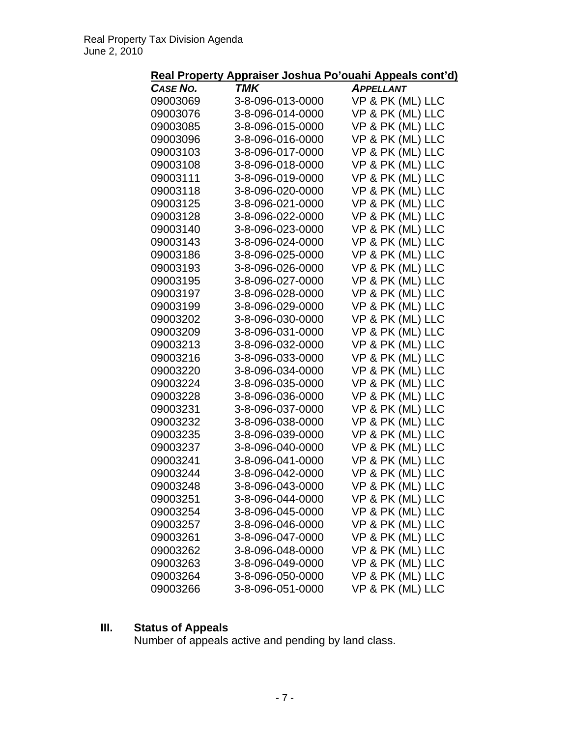### Real Property Appraiser Joshua Po'ouahi Appeals cont'd)

| *CASE NO.* | *TMK* | *APPELLANT* |
|---|---|---|
| 09003069 | 3-8-096-013-0000 | VP & PK (ML) LLC |
| 09003076 | 3-8-096-014-0000 | VP & PK (ML) LLC |
| 09003085 | 3-8-096-015-0000 | VP & PK (ML) LLC |
| 09003096 | 3-8-096-016-0000 | VP & PK (ML) LLC |
| 09003103 | 3-8-096-017-0000 | VP & PK (ML) LLC |
| 09003108 | 3-8-096-018-0000 | VP & PK (ML) LLC |
| 09003111 | 3-8-096-019-0000 | VP & PK (ML) LLC |
| 09003118 | 3-8-096-020-0000 | VP & PK (ML) LLC |
| 09003125 | 3-8-096-021-0000 | VP & PK (ML) LLC |
| 09003128 | 3-8-096-022-0000 | VP & PK (ML) LLC |
| 09003140 | 3-8-096-023-0000 | VP & PK (ML) LLC |
| 09003143 | 3-8-096-024-0000 | VP & PK (ML) LLC |
| 09003186 | 3-8-096-025-0000 | VP & PK (ML) LLC |
| 09003193 | 3-8-096-026-0000 | VP & PK (ML) LLC |
| 09003195 | 3-8-096-027-0000 | VP & PK (ML) LLC |
| 09003197 | 3-8-096-028-0000 | VP & PK (ML) LLC |
| 09003199 | 3-8-096-029-0000 | VP & PK (ML) LLC |
| 09003202 | 3-8-096-030-0000 | VP & PK (ML) LLC |
| 09003209 | 3-8-096-031-0000 | VP & PK (ML) LLC |
| 09003213 | 3-8-096-032-0000 | VP & PK (ML) LLC |
| 09003216 | 3-8-096-033-0000 | VP & PK (ML) LLC |
| 09003220 | 3-8-096-034-0000 | VP & PK (ML) LLC |
| 09003224 | 3-8-096-035-0000 | VP & PK (ML) LLC |
| 09003228 | 3-8-096-036-0000 | VP & PK (ML) LLC |
| 09003231 | 3-8-096-037-0000 | VP & PK (ML) LLC |
| 09003232 | 3-8-096-038-0000 | VP & PK (ML) LLC |
| 09003235 | 3-8-096-039-0000 | VP & PK (ML) LLC |
| 09003237 | 3-8-096-040-0000 | VP & PK (ML) LLC |
| 09003241 | 3-8-096-041-0000 | VP & PK (ML) LLC |
| 09003244 | 3-8-096-042-0000 | VP & PK (ML) LLC |
| 09003248 | 3-8-096-043-0000 | VP & PK (ML) LLC |
| 09003251 | 3-8-096-044-0000 | VP & PK (ML) LLC |
| 09003254 | 3-8-096-045-0000 | VP & PK (ML) LLC |
| 09003257 | 3-8-096-046-0000 | VP & PK (ML) LLC |
| 09003261 | 3-8-096-047-0000 | VP & PK (ML) LLC |
| 09003262 | 3-8-096-048-0000 | VP & PK (ML) LLC |
| 09003263 | 3-8-096-049-0000 | VP & PK (ML) LLC |
| 09003264 | 3-8-096-050-0000 | VP & PK (ML) LLC |
| 09003266 | 3-8-096-051-0000 | VP & PK (ML) LLC |

## III. Status of Appeals

Number of appeals active and pending by land class.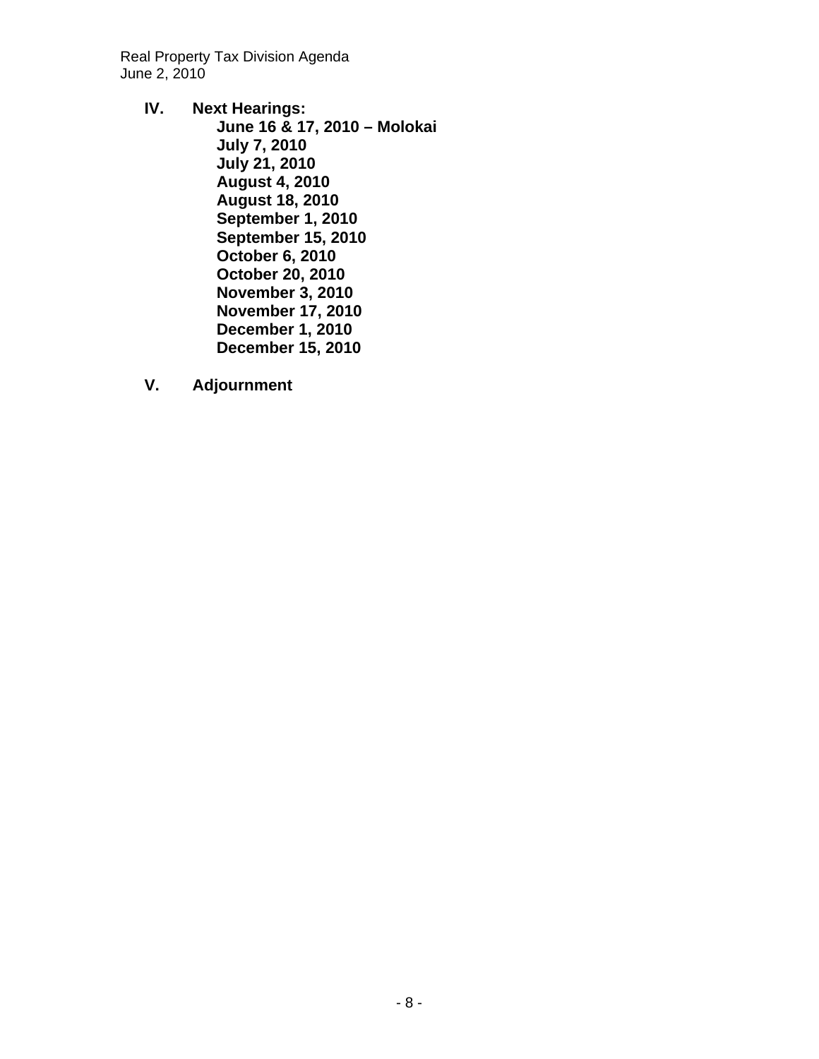**IV. Next Hearings:**

**June 16 & 17, 2010 – Molokai**
**July 7, 2010**
**July 21, 2010**
**August 4, 2010**
**August 18, 2010**
**September 1, 2010**
**September 15, 2010**
**October 6, 2010**
**October 20, 2010**
**November 3, 2010**
**November 17, 2010**
**December 1, 2010**
**December 15, 2010**

**V. Adjournment**